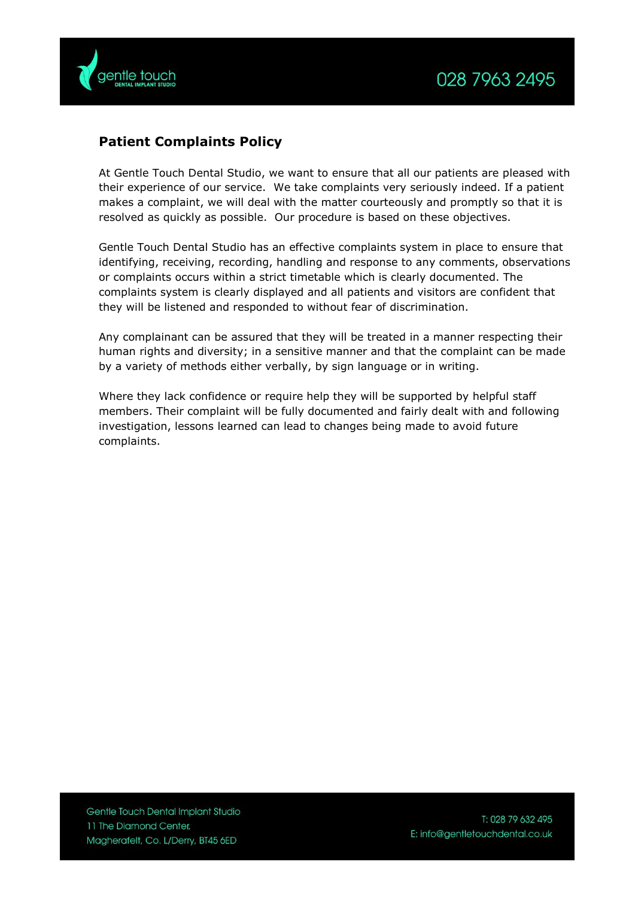## Patient Complaints Policy

At Gentle Touch Dental Studio, we want to ensure that all our patients are pleased with their experience of our service.  We take complaints very seriously indeed. If a patient makes a complaint, we will deal with the matter courteously and promptly so that it is resolved as quickly as possible.  Our procedure is based on these objectives.

Gentle Touch Dental Studio has an effective complaints system in place to ensure that identifying, receiving, recording, handling and response to any comments, observations or complaints occurs within a strict timetable which is clearly documented. The complaints system is clearly displayed and all patients and visitors are confident that they will be listened and responded to without fear of discrimination.

Any complainant can be assured that they will be treated in a manner respecting their human rights and diversity; in a sensitive manner and that the complaint can be made by a variety of methods either verbally, by sign language or in writing.

Where they lack confidence or require help they will be supported by helpful staff members. Their complaint will be fully documented and fairly dealt with and following investigation, lessons learned can lead to changes being made to avoid future complaints.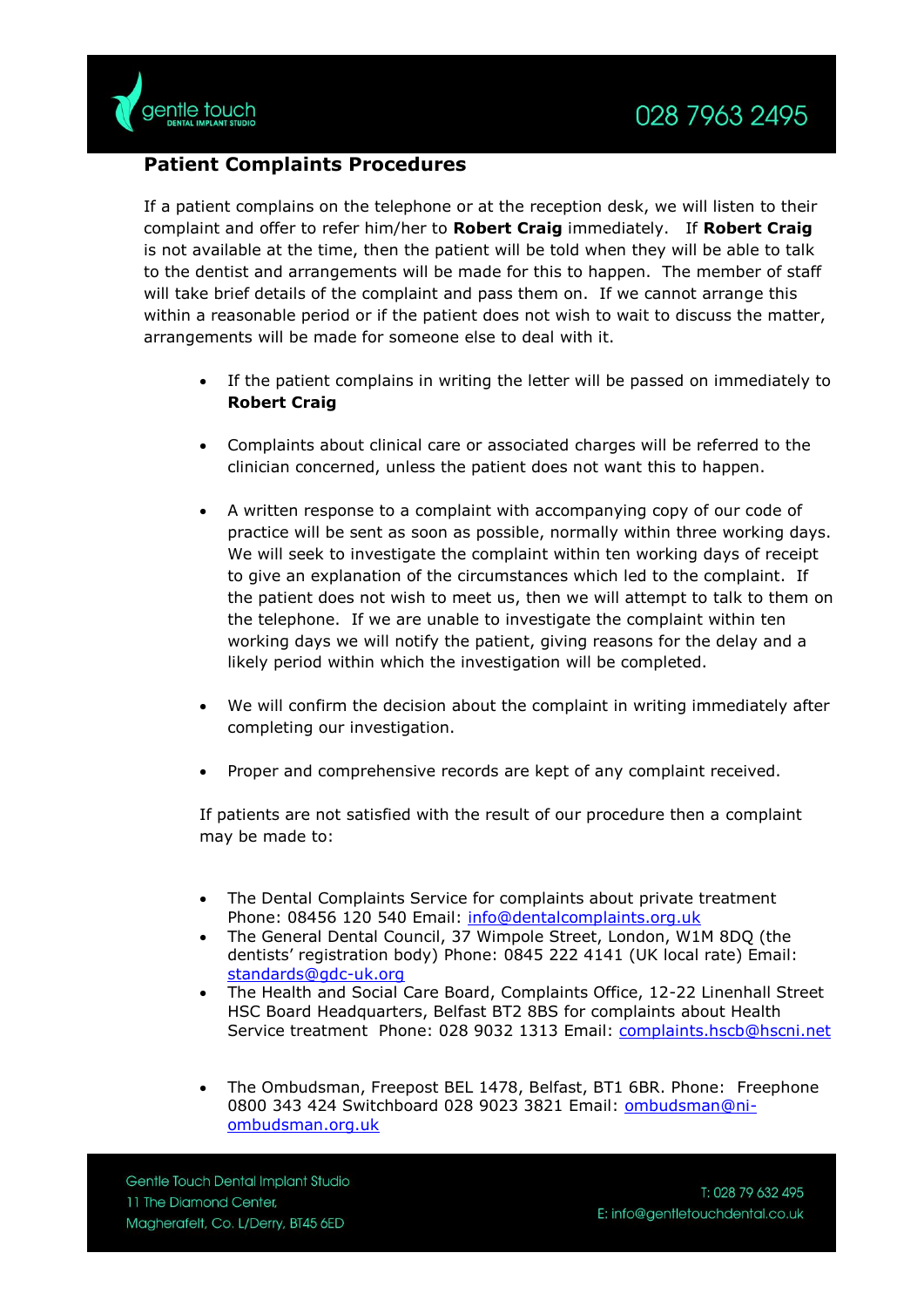## Patient Complaints Procedures

If a patient complains on the telephone or at the reception desk, we will listen to their complaint and offer to refer him/her to **Robert Craig** immediately. If **Robert Craig** is not available at the time, then the patient will be told when they will be able to talk to the dentist and arrangements will be made for this to happen. The member of staff will take brief details of the complaint and pass them on. If we cannot arrange this within a reasonable period or if the patient does not wish to wait to discuss the matter, arrangements will be made for someone else to deal with it.

- If the patient complains in writing the letter will be passed on immediately to **Robert Craig**
- Complaints about clinical care or associated charges will be referred to the clinician concerned, unless the patient does not want this to happen.
- A written response to a complaint with accompanying copy of our code of practice will be sent as soon as possible, normally within three working days. We will seek to investigate the complaint within ten working days of receipt to give an explanation of the circumstances which led to the complaint. If the patient does not wish to meet us, then we will attempt to talk to them on the telephone. If we are unable to investigate the complaint within ten working days we will notify the patient, giving reasons for the delay and a likely period within which the investigation will be completed.
- We will confirm the decision about the complaint in writing immediately after completing our investigation.
- Proper and comprehensive records are kept of any complaint received.

If patients are not satisfied with the result of our procedure then a complaint may be made to:

- The Dental Complaints Service for complaints about private treatment Phone: 08456 120 540 Email: info@dentalcomplaints.org.uk
- The General Dental Council, 37 Wimpole Street, London, W1M 8DQ (the dentists' registration body) Phone: 0845 222 4141 (UK local rate) Email: standards@gdc-uk.org
- The Health and Social Care Board, Complaints Office, 12-22 Linenhall Street HSC Board Headquarters, Belfast BT2 8BS for complaints about Health Service treatment Phone: 028 9032 1313 Email: complaints.hscb@hscni.net
- The Ombudsman, Freepost BEL 1478, Belfast, BT1 6BR. Phone: Freephone 0800 343 424 Switchboard 028 9023 3821 Email: ombudsman@ni-ombudsman.org.uk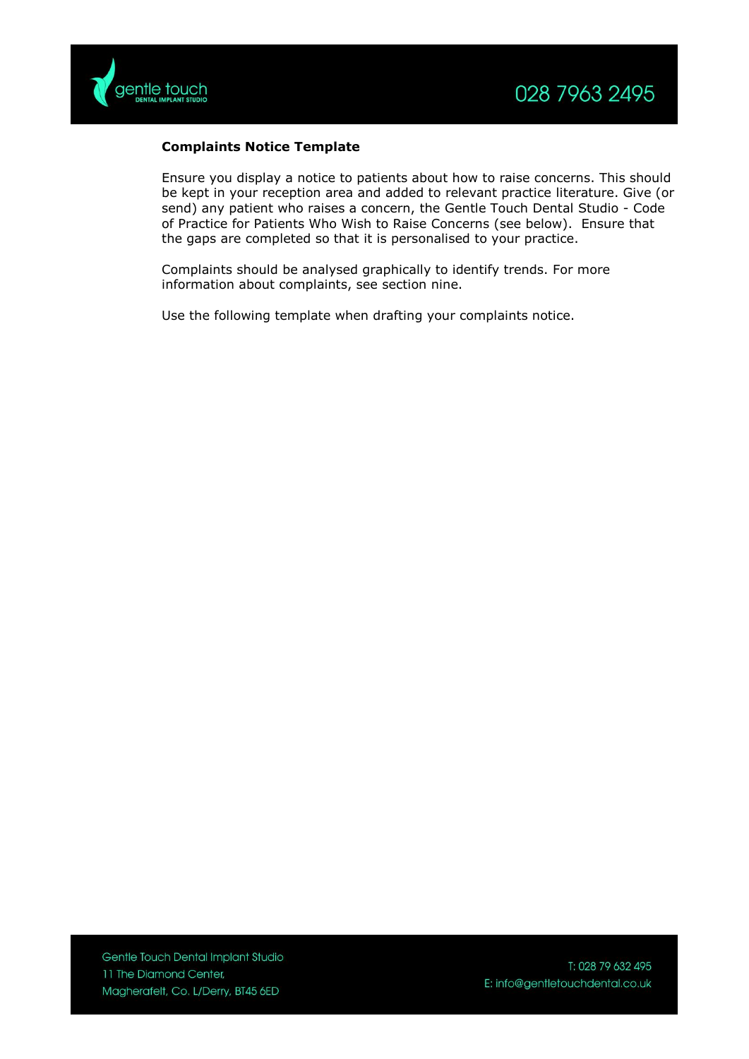**Complaints Notice Template**

Ensure you display a notice to patients about how to raise concerns. This should be kept in your reception area and added to relevant practice literature. Give (or send) any patient who raises a concern, the Gentle Touch Dental Studio - Code of Practice for Patients Who Wish to Raise Concerns (see below). Ensure that the gaps are completed so that it is personalised to your practice.

Complaints should be analysed graphically to identify trends. For more information about complaints, see section nine.

Use the following template when drafting your complaints notice.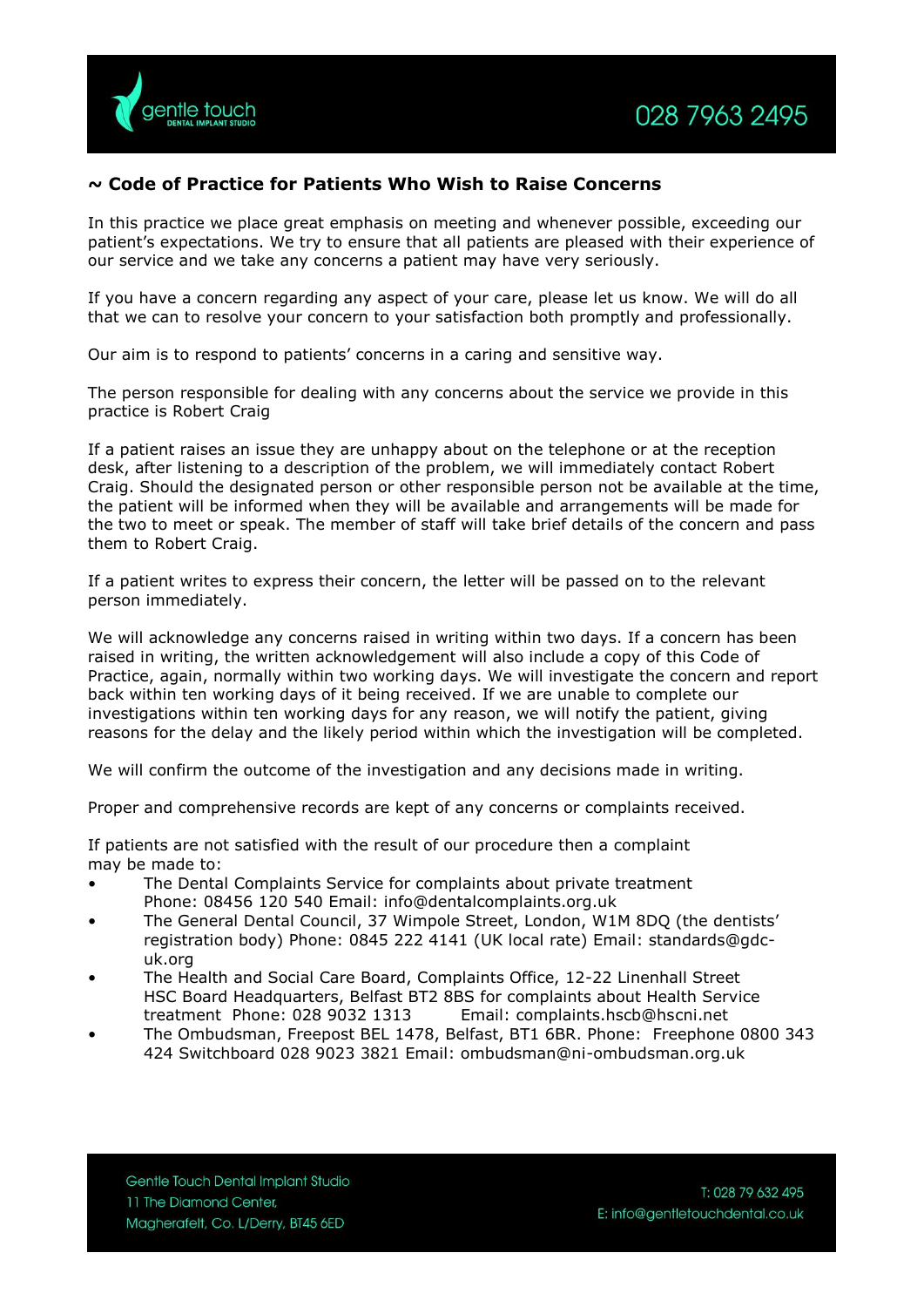## ~ Code of Practice for Patients Who Wish to Raise Concerns

In this practice we place great emphasis on meeting and whenever possible, exceeding our patient's expectations. We try to ensure that all patients are pleased with their experience of our service and we take any concerns a patient may have very seriously.

If you have a concern regarding any aspect of your care, please let us know. We will do all that we can to resolve your concern to your satisfaction both promptly and professionally.

Our aim is to respond to patients' concerns in a caring and sensitive way.

The person responsible for dealing with any concerns about the service we provide in this practice is Robert Craig

If a patient raises an issue they are unhappy about on the telephone or at the reception desk, after listening to a description of the problem, we will immediately contact Robert Craig. Should the designated person or other responsible person not be available at the time, the patient will be informed when they will be available and arrangements will be made for the two to meet or speak. The member of staff will take brief details of the concern and pass them to Robert Craig.

If a patient writes to express their concern, the letter will be passed on to the relevant person immediately.

We will acknowledge any concerns raised in writing within two days. If a concern has been raised in writing, the written acknowledgement will also include a copy of this Code of Practice, again, normally within two working days. We will investigate the concern and report back within ten working days of it being received. If we are unable to complete our investigations within ten working days for any reason, we will notify the patient, giving reasons for the delay and the likely period within which the investigation will be completed.

We will confirm the outcome of the investigation and any decisions made in writing.

Proper and comprehensive records are kept of any concerns or complaints received.

If patients are not satisfied with the result of our procedure then a complaint may be made to:

- The Dental Complaints Service for complaints about private treatment Phone: 08456 120 540 Email: info@dentalcomplaints.org.uk
- The General Dental Council, 37 Wimpole Street, London, W1M 8DQ (the dentists' registration body) Phone: 0845 222 4141 (UK local rate) Email: standards@gdc-uk.org
- The Health and Social Care Board, Complaints Office, 12-22 Linenhall Street HSC Board Headquarters, Belfast BT2 8BS for complaints about Health Service treatment Phone: 028 9032 1313 Email: complaints.hscb@hscni.net
- The Ombudsman, Freepost BEL 1478, Belfast, BT1 6BR. Phone: Freephone 0800 343 424 Switchboard 028 9023 3821 Email: ombudsman@ni-ombudsman.org.uk